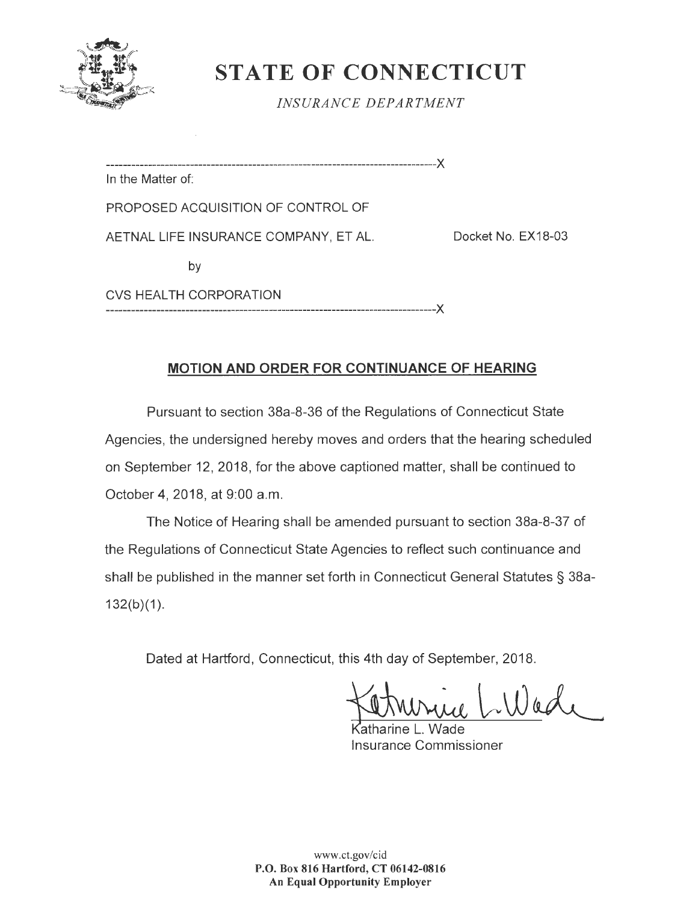# STATE OF CONNECTICUT

*INSURANCE DEPARTMENT*

---

In the Matter of:

PROPOSED ACQUISITION OF CONTROL OF

AETNAL LIFE INSURANCE COMPANY, ET AL. Docket No. EX18-03

by

CVS HEALTH CORPORATION

---

## MOTION AND ORDER FOR CONTINUANCE OF HEARING

Pursuant to section 38a-8-36 of the Regulations of Connecticut State Agencies, the undersigned hereby moves and orders that the hearing scheduled on September 12, 2018, for the above captioned matter, shall be continued to October 4, 2018, at 9:00 a.m.

The Notice of Hearing shall be amended pursuant to section 38a-8-37 of the Regulations of Connecticut State Agencies to reflect such continuance and shall be published in the manner set forth in Connecticut General Statutes § 38a-132(b)(1).

Dated at Hartford, Connecticut, this 4th day of September, 2018.

Katharine L. Wade
Insurance Commissioner

www.ct.gov/cid
**P.O. Box 816 Hartford, CT 06142-0816**
**An Equal Opportunity Employer**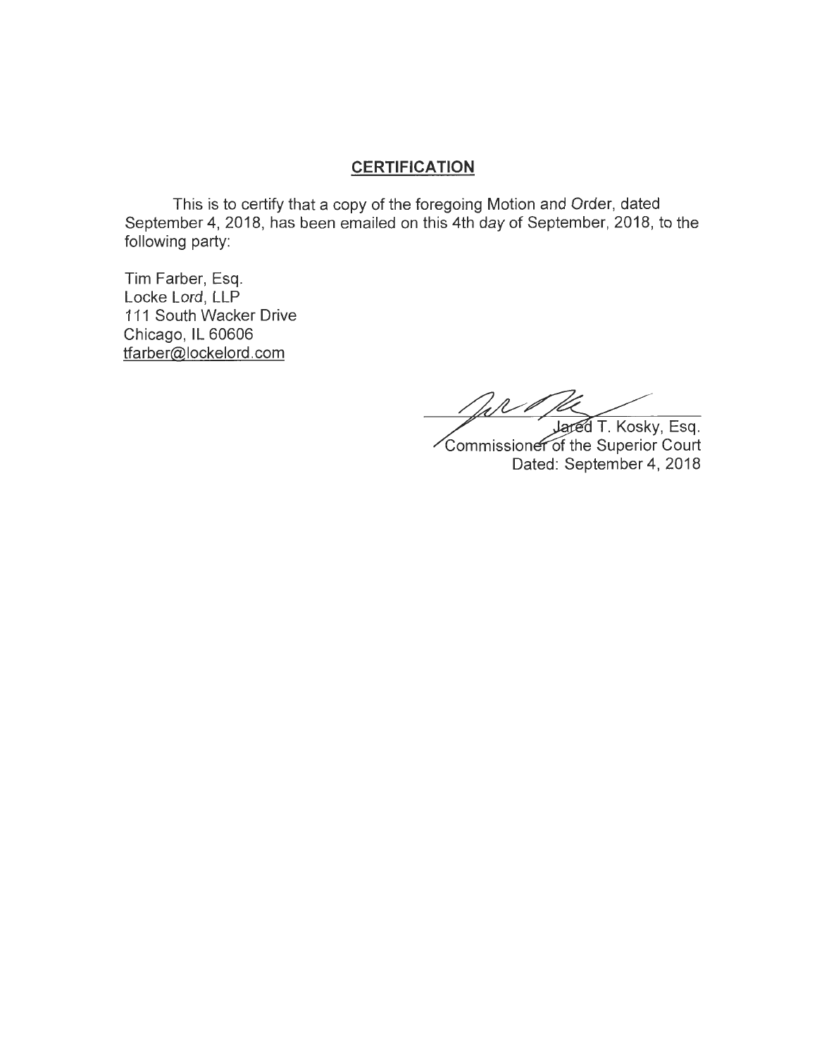## CERTIFICATION

This is to certify that a copy of the foregoing Motion and Order, dated September 4, 2018, has been emailed on this 4th day of September, 2018, to the following party:

Tim Farber, Esq.
Locke Lord, LLP
111 South Wacker Drive
Chicago, IL 60606
tfarber@lockelord.com

Jared T. Kosky, Esq.
Commissioner of the Superior Court
Dated: September 4, 2018